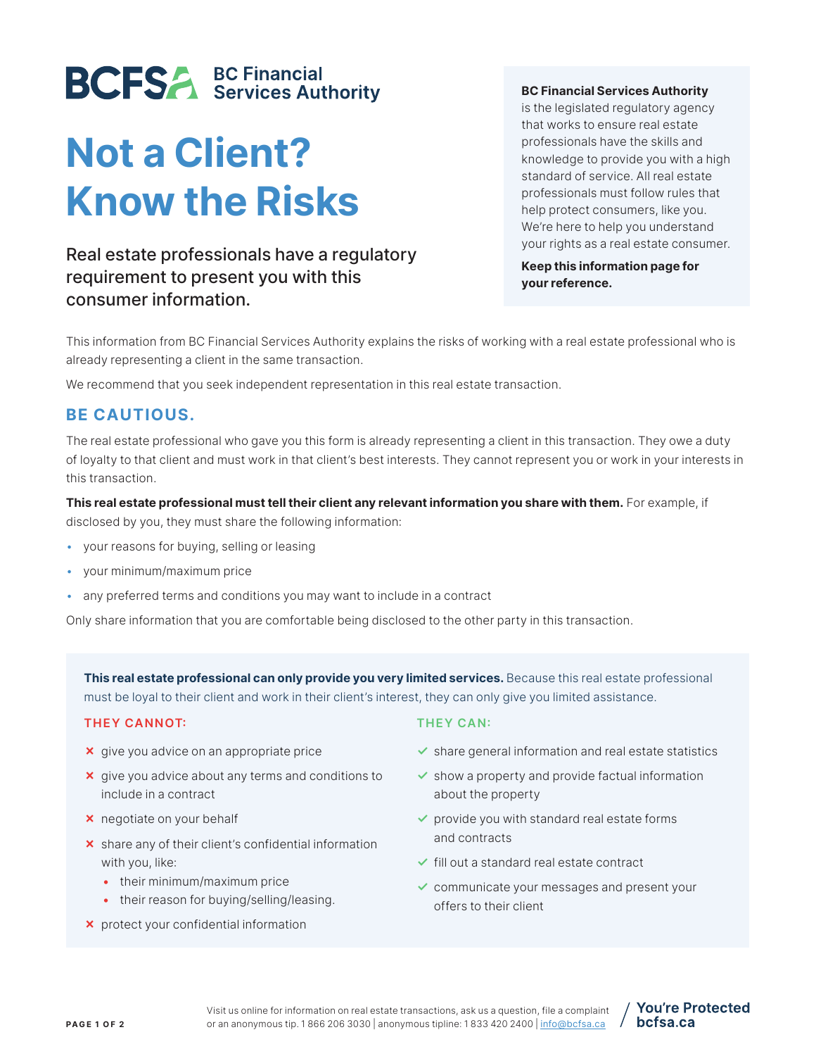**BCFSA** BC Financial Services Authority

# Not a Client? Know the Risks

Real estate professionals have a regulatory requirement to present you with this consumer information.

**BC Financial Services Authority** is the legislated regulatory agency that works to ensure real estate professionals have the skills and knowledge to provide you with a high standard of service. All real estate professionals must follow rules that help protect consumers, like you. We're here to help you understand your rights as a real estate consumer.

**Keep this information page for your reference.**

This information from BC Financial Services Authority explains the risks of working with a real estate professional who is already representing a client in the same transaction.

We recommend that you seek independent representation in this real estate transaction.

## BE CAUTIOUS.

The real estate professional who gave you this form is already representing a client in this transaction. They owe a duty of loyalty to that client and must work in that client's best interests. They cannot represent you or work in your interests in this transaction.

**This real estate professional must tell their client any relevant information you share with them.** For example, if disclosed by you, they must share the following information:

- your reasons for buying, selling or leasing
- your minimum/maximum price
- any preferred terms and conditions you may want to include in a contract

Only share information that you are comfortable being disclosed to the other party in this transaction.

**This real estate professional can only provide you very limited services.** Because this real estate professional must be loyal to their client and work in their client's interest, they can only give you limited assistance.

### THEY CANNOT:

- ✗ give you advice on an appropriate price
- ✗ give you advice about any terms and conditions to include in a contract
- ✗ negotiate on your behalf
- ✗ share any of their client's confidential information with you, like:
  - their minimum/maximum price
  - their reason for buying/selling/leasing.
- ✗ protect your confidential information

### THEY CAN:

- ✓ share general information and real estate statistics
- ✓ show a property and provide factual information about the property
- ✓ provide you with standard real estate forms and contracts
- ✓ fill out a standard real estate contract
- ✓ communicate your messages and present your offers to their client

Visit us online for information on real estate transactions, ask us a question, file a complaint or an anonymous tip. 1 866 206 3030 | anonymous tipline: 1 833 420 2400 | info@bcfsa.ca

You're Protected / bcfsa.ca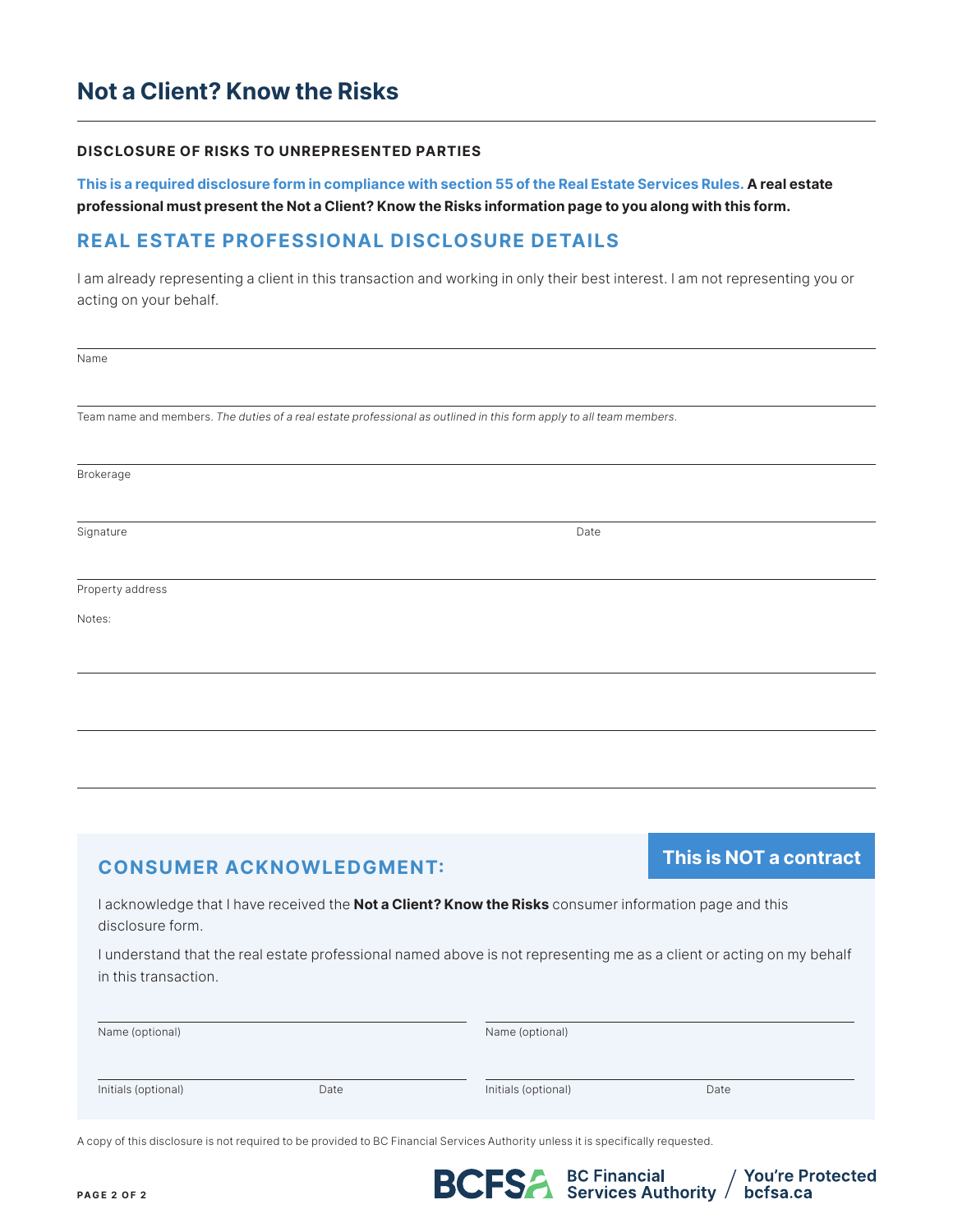# Not a Client? Know the Risks

**DISCLOSURE OF RISKS TO UNREPRESENTED PARTIES**

**This is a required disclosure form in compliance with section 55 of the Real Estate Services Rules. A real estate professional must present the Not a Client? Know the Risks information page to you along with this form.**

## REAL ESTATE PROFESSIONAL DISCLOSURE DETAILS

I am already representing a client in this transaction and working in only their best interest. I am not representing you or acting on your behalf.

Name

Team name and members. *The duties of a real estate professional as outlined in this form apply to all team members.*

Brokerage

Signature　　　　　　　　　　　　　　　　Date

Property address

Notes:

## CONSUMER ACKNOWLEDGMENT:

**This is NOT a contract**

I acknowledge that I have received the **Not a Client? Know the Risks** consumer information page and this disclosure form.

I understand that the real estate professional named above is not representing me as a client or acting on my behalf in this transaction.

Name (optional)

Initials (optional)　　　　Date

Name (optional)

Initials (optional)　　　　Date

A copy of this disclosure is not required to be provided to BC Financial Services Authority unless it is specifically requested.

BCFSA BC Financial Services Authority / You're Protected bcfsa.ca